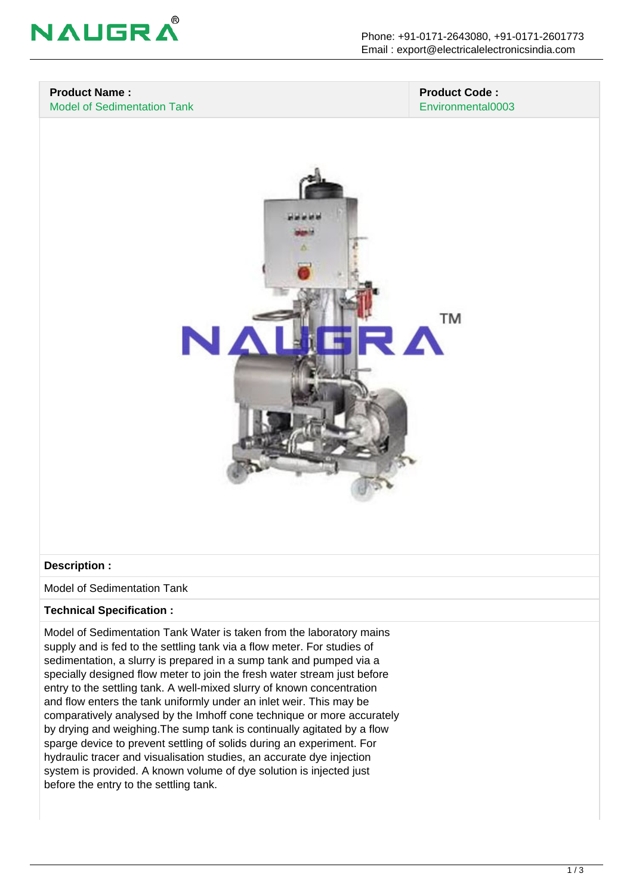| Product Name : | Product Code : |
| --- | --- |
| Model of Sedimentation Tank | Environmental0003 |

**Description :**

Model of Sedimentation Tank

**Technical Specification :**

Model of Sedimentation Tank Water is taken from the laboratory mains supply and is fed to the settling tank via a flow meter. For studies of sedimentation, a slurry is prepared in a sump tank and pumped via a specially designed flow meter to join the fresh water stream just before entry to the settling tank. A well-mixed slurry of known concentration and flow enters the tank uniformly under an inlet weir. This may be comparatively analysed by the Imhoff cone technique or more accurately by drying and weighing.The sump tank is continually agitated by a flow sparge device to prevent settling of solids during an experiment. For hydraulic tracer and visualisation studies, an accurate dye injection system is provided. A known volume of dye solution is injected just before the entry to the settling tank.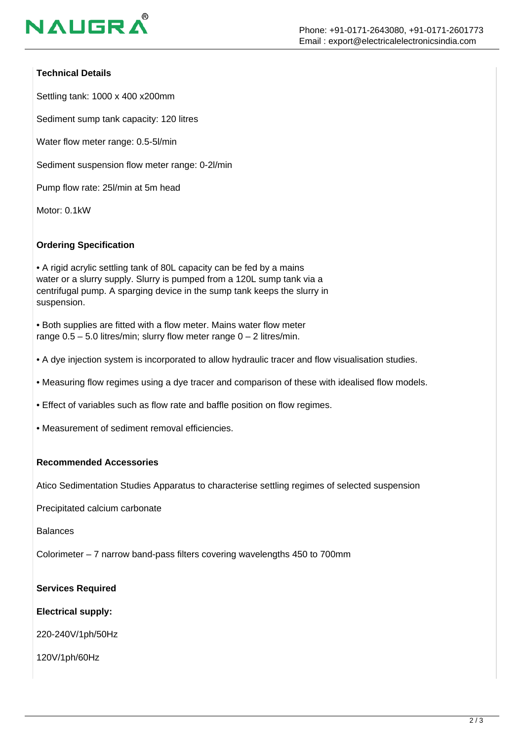**Technical Details**

Settling tank: 1000 x 400 x200mm

Sediment sump tank capacity: 120 litres

Water flow meter range: 0.5-5l/min

Sediment suspension flow meter range: 0-2l/min

Pump flow rate: 25l/min at 5m head

Motor: 0.1kW

**Ordering Specification**

• A rigid acrylic settling tank of 80L capacity can be fed by a mains water or a slurry supply. Slurry is pumped from a 120L sump tank via a centrifugal pump. A sparging device in the sump tank keeps the slurry in suspension.

• Both supplies are fitted with a flow meter. Mains water flow meter range 0.5 – 5.0 litres/min; slurry flow meter range 0 – 2 litres/min.

• A dye injection system is incorporated to allow hydraulic tracer and flow visualisation studies.

• Measuring flow regimes using a dye tracer and comparison of these with idealised flow models.

• Effect of variables such as flow rate and baffle position on flow regimes.

• Measurement of sediment removal efficiencies.

**Recommended Accessories**

Atico Sedimentation Studies Apparatus to characterise settling regimes of selected suspension

Precipitated calcium carbonate

Balances

Colorimeter – 7 narrow band-pass filters covering wavelengths 450 to 700mm

**Services Required**

**Electrical supply:**

220-240V/1ph/50Hz

120V/1ph/60Hz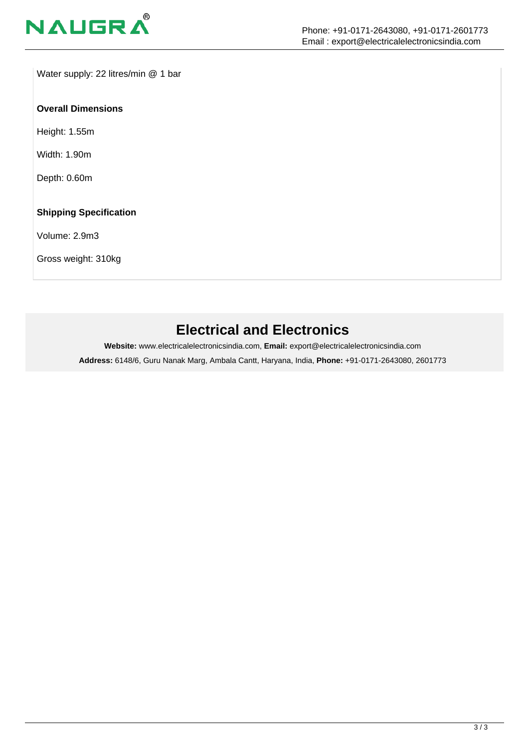Water supply: 22 litres/min @ 1 bar

**Overall Dimensions**

Height: 1.55m

Width: 1.90m

Depth: 0.60m

**Shipping Specification**

Volume: 2.9m3

Gross weight: 310kg

## Electrical and Electronics

**Website:** www.electricalelectronicsindia.com, **Email:** export@electricalelectronicsindia.com

**Address:** 6148/6, Guru Nanak Marg, Ambala Cantt, Haryana, India, **Phone:** +91-0171-2643080, 2601773